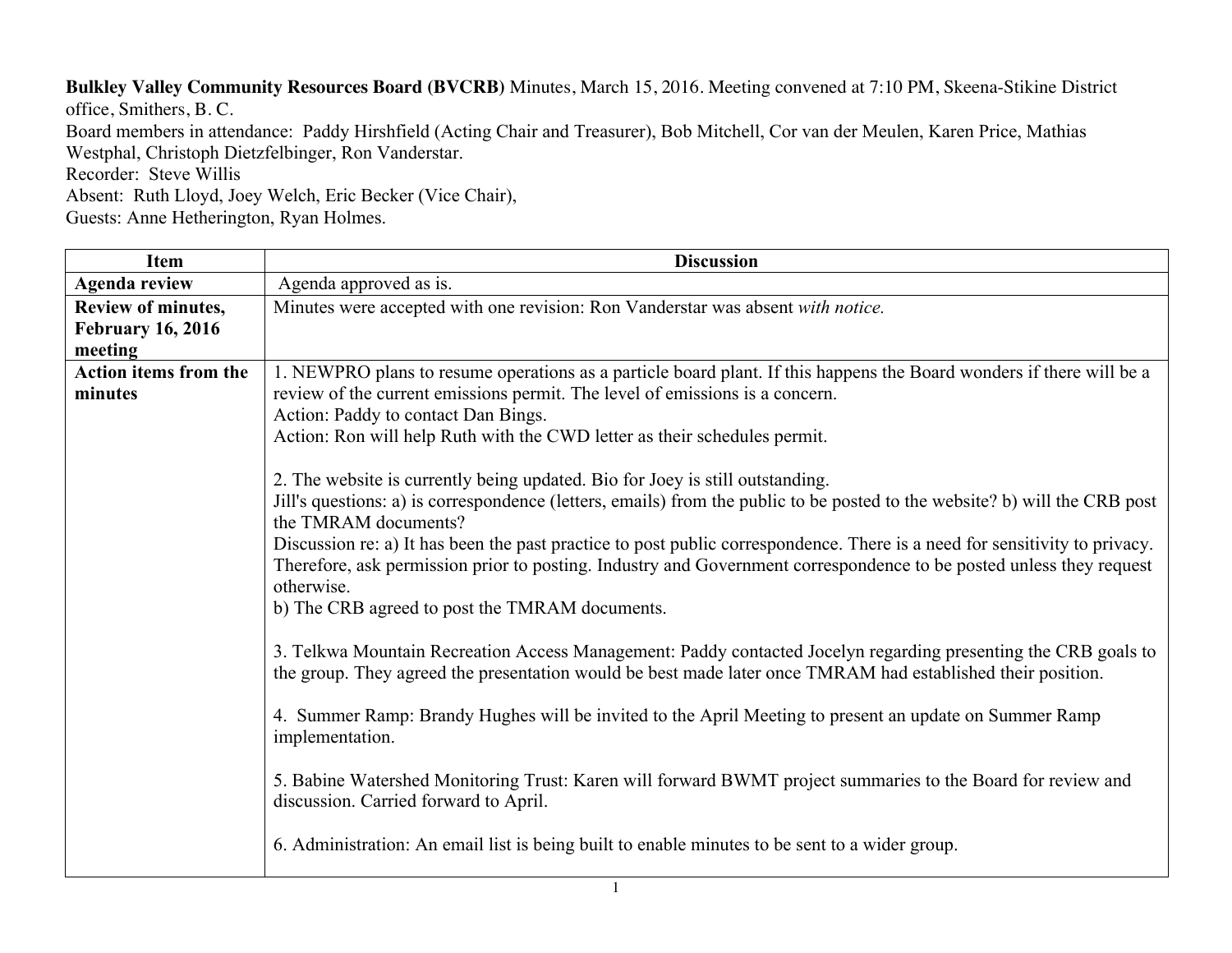**Bulkley Valley Community Resources Board (BVCRB)** Minutes, March 15, 2016. Meeting convened at 7:10 PM, Skeena-Stikine District office, Smithers, B. C.
Board members in attendance: Paddy Hirshfield (Acting Chair and Treasurer), Bob Mitchell, Cor van der Meulen, Karen Price, Mathias Westphal, Christoph Dietzfelbinger, Ron Vanderstar.
Recorder: Steve Willis
Absent: Ruth Lloyd, Joey Welch, Eric Becker (Vice Chair),
Guests: Anne Hetherington, Ryan Holmes.

| Item | Discussion |
|---|---|
| **Agenda review** | Agenda approved as is. |
| **Review of minutes, February 16, 2016 meeting** | Minutes were accepted with one revision: Ron Vanderstar was absent *with notice.* |
| **Action items from the minutes** | 1. NEWPRO plans to resume operations as a particle board plant. If this happens the Board wonders if there will be a review of the current emissions permit. The level of emissions is a concern.<br>Action: Paddy to contact Dan Bings.<br>Action: Ron will help Ruth with the CWD letter as their schedules permit.<br><br>2. The website is currently being updated. Bio for Joey is still outstanding.<br>Jill's questions: a) is correspondence (letters, emails) from the public to be posted to the website? b) will the CRB post the TMRAM documents?<br>Discussion re: a) It has been the past practice to post public correspondence. There is a need for sensitivity to privacy. Therefore, ask permission prior to posting. Industry and Government correspondence to be posted unless they request otherwise.<br>b) The CRB agreed to post the TMRAM documents.<br><br>3. Telkwa Mountain Recreation Access Management: Paddy contacted Jocelyn regarding presenting the CRB goals to the group. They agreed the presentation would be best made later once TMRAM had established their position.<br><br>4. Summer Ramp: Brandy Hughes will be invited to the April Meeting to present an update on Summer Ramp implementation.<br><br>5. Babine Watershed Monitoring Trust: Karen will forward BWMT project summaries to the Board for review and discussion. Carried forward to April.<br><br>6. Administration: An email list is being built to enable minutes to be sent to a wider group. |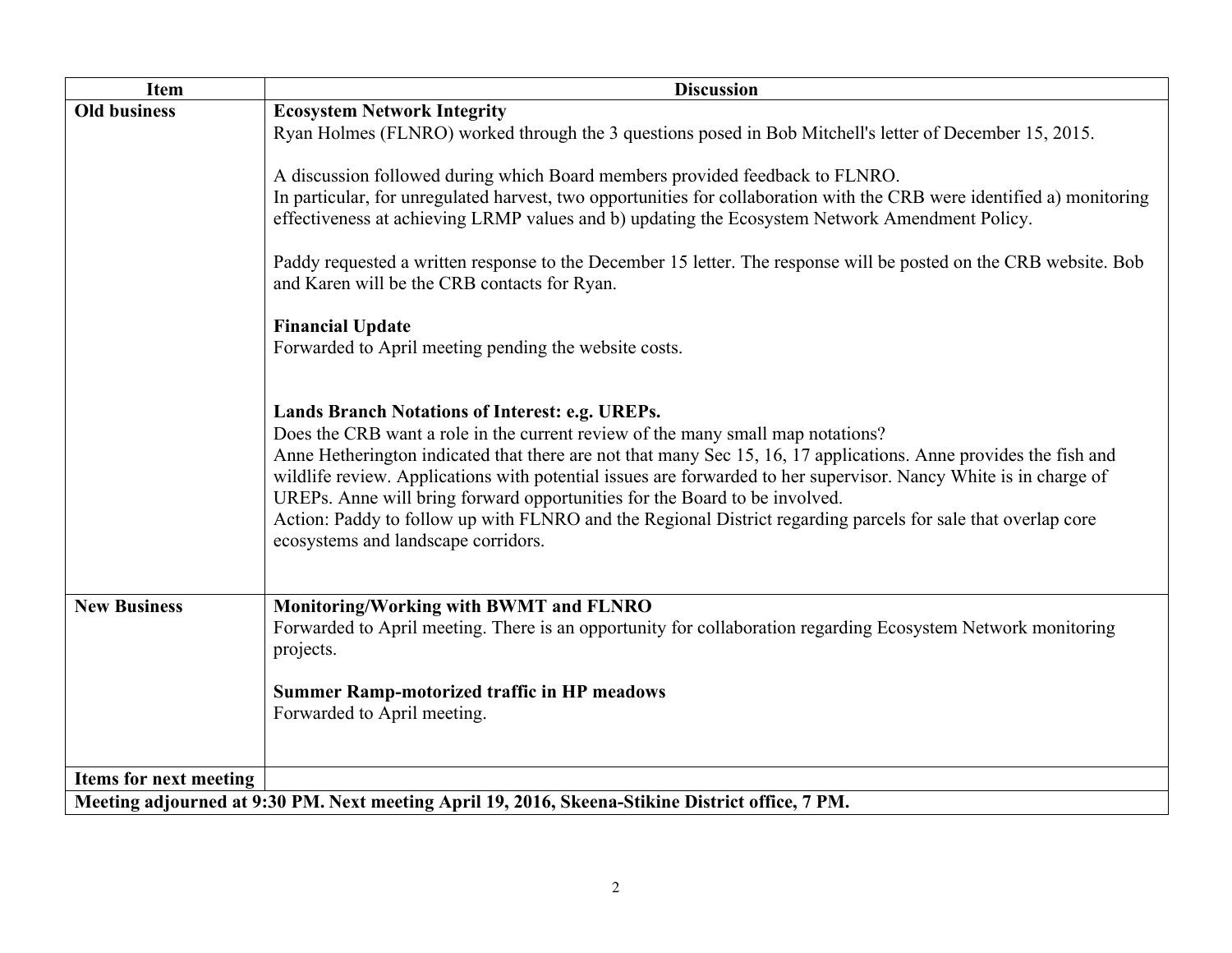| Item | Discussion |
| --- | --- |
| **Old business** | **Ecosystem Network Integrity**<br>Ryan Holmes (FLNRO) worked through the 3 questions posed in Bob Mitchell's letter of December 15, 2015.<br><br>A discussion followed during which Board members provided feedback to FLNRO.<br>In particular, for unregulated harvest, two opportunities for collaboration with the CRB were identified a) monitoring effectiveness at achieving LRMP values and b) updating the Ecosystem Network Amendment Policy.<br><br>Paddy requested a written response to the December 15 letter. The response will be posted on the CRB website. Bob and Karen will be the CRB contacts for Ryan.<br><br>**Financial Update**<br>Forwarded to April meeting pending the website costs.<br><br>**Lands Branch Notations of Interest: e.g. UREPs.**<br>Does the CRB want a role in the current review of the many small map notations?<br>Anne Hetherington indicated that there are not that many Sec 15, 16, 17 applications. Anne provides the fish and wildlife review. Applications with potential issues are forwarded to her supervisor. Nancy White is in charge of UREPs. Anne will bring forward opportunities for the Board to be involved.<br>Action: Paddy to follow up with FLNRO and the Regional District regarding parcels for sale that overlap core ecosystems and landscape corridors. |
| **New Business** | **Monitoring/Working with BWMT and FLNRO**<br>Forwarded to April meeting. There is an opportunity for collaboration regarding Ecosystem Network monitoring projects.<br><br>**Summer Ramp-motorized traffic in HP meadows**<br>Forwarded to April meeting. |
| **Items for next meeting** | |
| **Meeting adjourned at 9:30 PM. Next meeting April 19, 2016, Skeena-Stikine District office, 7 PM.** | |